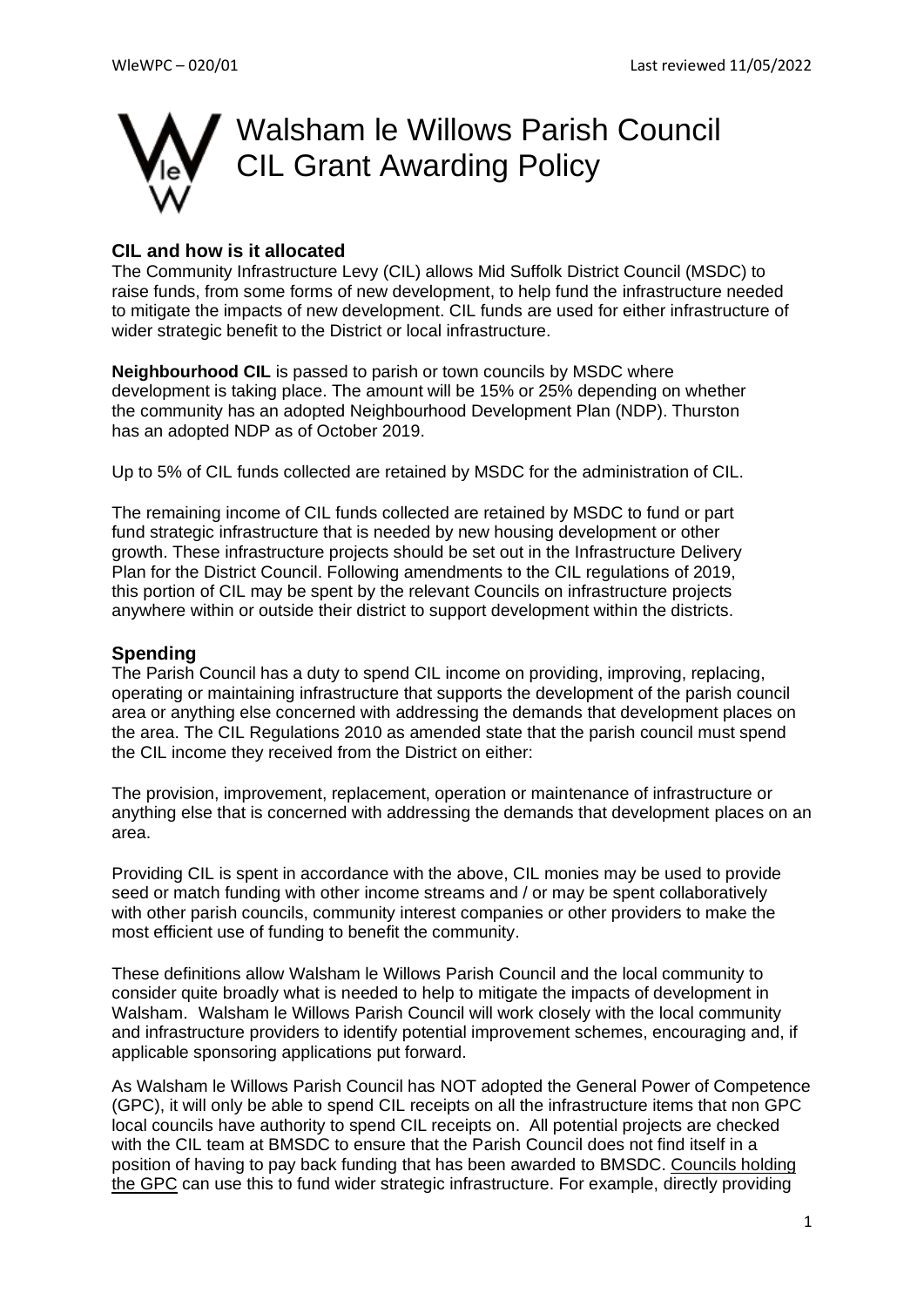# Walsham le Willows Parish Council CIL Grant Awarding Policy

### CIL and how is it allocated

The Community Infrastructure Levy (CIL) allows Mid Suffolk District Council (MSDC) to raise funds, from some forms of new development, to help fund the infrastructure needed to mitigate the impacts of new development. CIL funds are used for either infrastructure of wider strategic benefit to the District or local infrastructure.

**Neighbourhood CIL** is passed to parish or town councils by MSDC where development is taking place. The amount will be 15% or 25% depending on whether the community has an adopted Neighbourhood Development Plan (NDP). Thurston has an adopted NDP as of October 2019.

Up to 5% of CIL funds collected are retained by MSDC for the administration of CIL.

The remaining income of CIL funds collected are retained by MSDC to fund or part fund strategic infrastructure that is needed by new housing development or other growth. These infrastructure projects should be set out in the Infrastructure Delivery Plan for the District Council. Following amendments to the CIL regulations of 2019, this portion of CIL may be spent by the relevant Councils on infrastructure projects anywhere within or outside their district to support development within the districts.

### Spending

The Parish Council has a duty to spend CIL income on providing, improving, replacing, operating or maintaining infrastructure that supports the development of the parish council area or anything else concerned with addressing the demands that development places on the area. The CIL Regulations 2010 as amended state that the parish council must spend the CIL income they received from the District on either:

The provision, improvement, replacement, operation or maintenance of infrastructure or anything else that is concerned with addressing the demands that development places on an area.

Providing CIL is spent in accordance with the above, CIL monies may be used to provide seed or match funding with other income streams and / or may be spent collaboratively with other parish councils, community interest companies or other providers to make the most efficient use of funding to benefit the community.

These definitions allow Walsham le Willows Parish Council and the local community to consider quite broadly what is needed to help to mitigate the impacts of development in Walsham. Walsham le Willows Parish Council will work closely with the local community and infrastructure providers to identify potential improvement schemes, encouraging and, if applicable sponsoring applications put forward.

As Walsham le Willows Parish Council has NOT adopted the General Power of Competence (GPC), it will only be able to spend CIL receipts on all the infrastructure items that non GPC local councils have authority to spend CIL receipts on. All potential projects are checked with the CIL team at BMSDC to ensure that the Parish Council does not find itself in a position of having to pay back funding that has been awarded to BMSDC. Councils holding the GPC can use this to fund wider strategic infrastructure. For example, directly providing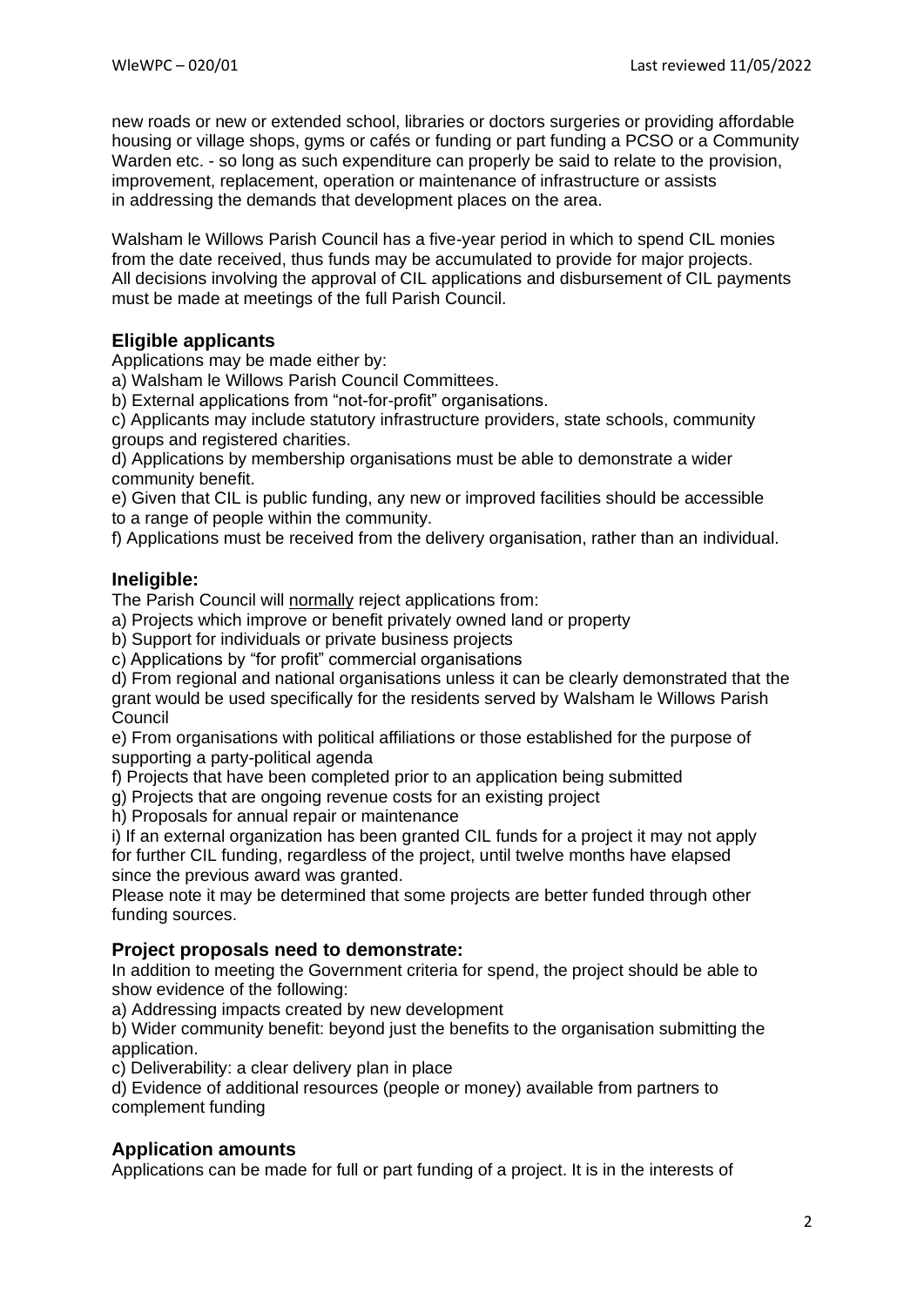new roads or new or extended school, libraries or doctors surgeries or providing affordable housing or village shops, gyms or cafés or funding or part funding a PCSO or a Community Warden etc. - so long as such expenditure can properly be said to relate to the provision, improvement, replacement, operation or maintenance of infrastructure or assists in addressing the demands that development places on the area.

Walsham le Willows Parish Council has a five-year period in which to spend CIL monies from the date received, thus funds may be accumulated to provide for major projects. All decisions involving the approval of CIL applications and disbursement of CIL payments must be made at meetings of the full Parish Council.

## Eligible applicants

Applications may be made either by:

a) Walsham le Willows Parish Council Committees.

b) External applications from "not-for-profit" organisations.

c) Applicants may include statutory infrastructure providers, state schools, community groups and registered charities.

d) Applications by membership organisations must be able to demonstrate a wider community benefit.

e) Given that CIL is public funding, any new or improved facilities should be accessible to a range of people within the community.

f) Applications must be received from the delivery organisation, rather than an individual.

## Ineligible:

The Parish Council will <u>normally</u> reject applications from:

a) Projects which improve or benefit privately owned land or property

b) Support for individuals or private business projects

c) Applications by "for profit" commercial organisations

d) From regional and national organisations unless it can be clearly demonstrated that the grant would be used specifically for the residents served by Walsham le Willows Parish Council

e) From organisations with political affiliations or those established for the purpose of supporting a party-political agenda

f) Projects that have been completed prior to an application being submitted

g) Projects that are ongoing revenue costs for an existing project

h) Proposals for annual repair or maintenance

i) If an external organization has been granted CIL funds for a project it may not apply for further CIL funding, regardless of the project, until twelve months have elapsed since the previous award was granted.

Please note it may be determined that some projects are better funded through other funding sources.

## Project proposals need to demonstrate:

In addition to meeting the Government criteria for spend, the project should be able to show evidence of the following:

a) Addressing impacts created by new development

b) Wider community benefit: beyond just the benefits to the organisation submitting the application.

c) Deliverability: a clear delivery plan in place

d) Evidence of additional resources (people or money) available from partners to complement funding

## Application amounts

Applications can be made for full or part funding of a project. It is in the interests of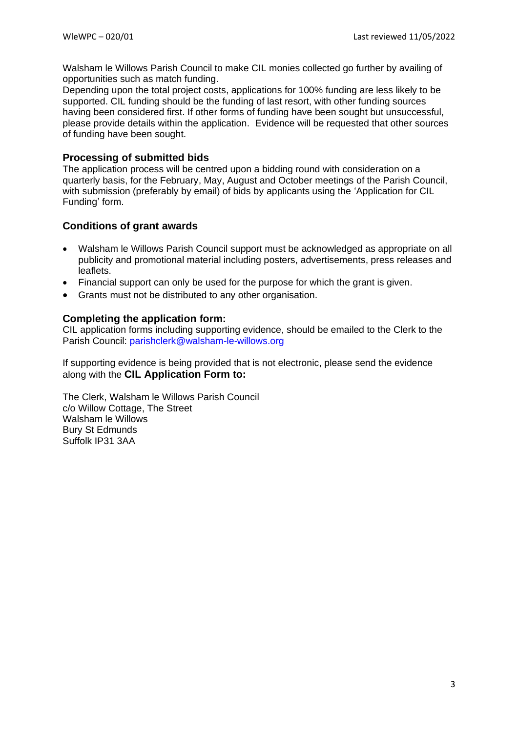Walsham le Willows Parish Council to make CIL monies collected go further by availing of opportunities such as match funding.
Depending upon the total project costs, applications for 100% funding are less likely to be supported. CIL funding should be the funding of last resort, with other funding sources having been considered first. If other forms of funding have been sought but unsuccessful, please provide details within the application. Evidence will be requested that other sources of funding have been sought.

### Processing of submitted bids

The application process will be centred upon a bidding round with consideration on a quarterly basis, for the February, May, August and October meetings of the Parish Council, with submission (preferably by email) of bids by applicants using the 'Application for CIL Funding' form.

### Conditions of grant awards

- Walsham le Willows Parish Council support must be acknowledged as appropriate on all publicity and promotional material including posters, advertisements, press releases and leaflets.
- Financial support can only be used for the purpose for which the grant is given.
- Grants must not be distributed to any other organisation.

### Completing the application form:

CIL application forms including supporting evidence, should be emailed to the Clerk to the Parish Council: parishclerk@walsham-le-willows.org

If supporting evidence is being provided that is not electronic, please send the evidence along with the **CIL Application Form to:**

The Clerk, Walsham le Willows Parish Council
c/o Willow Cottage, The Street
Walsham le Willows
Bury St Edmunds
Suffolk IP31 3AA